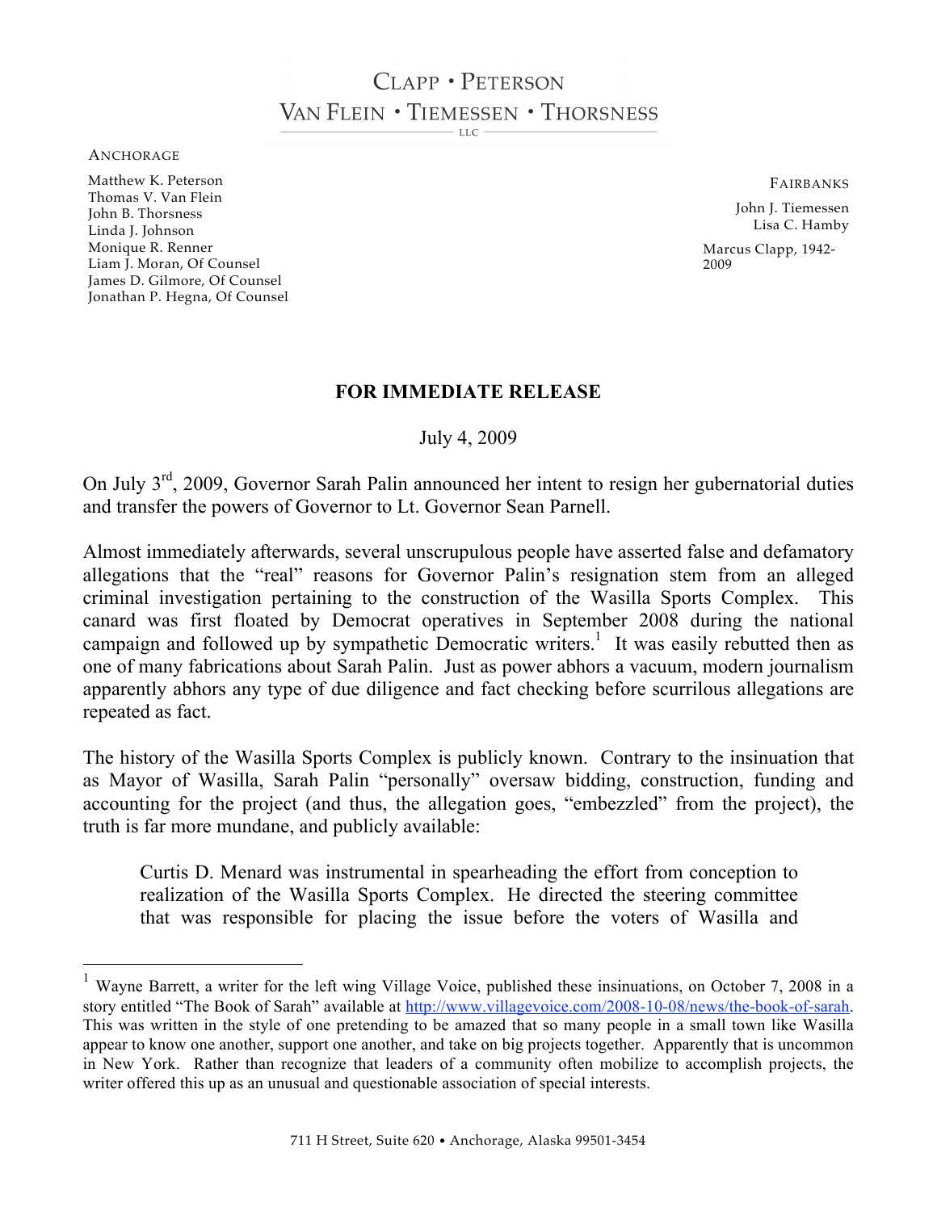# CLAPP • PETERSON
# VAN FLEIN • TIEMESSEN • THORSNESS
LLC

ANCHORAGE

Matthew K. Peterson
Thomas V. Van Flein
John B. Thorsness
Linda J. Johnson
Monique R. Renner
Liam J. Moran, Of Counsel
James D. Gilmore, Of Counsel
Jonathan P. Hegna, Of Counsel

FAIRBANKS

John J. Tiemessen
Lisa C. Hamby

Marcus Clapp, 1942-2009

**FOR IMMEDIATE RELEASE**

July 4, 2009

On July 3rd, 2009, Governor Sarah Palin announced her intent to resign her gubernatorial duties and transfer the powers of Governor to Lt. Governor Sean Parnell.

Almost immediately afterwards, several unscrupulous people have asserted false and defamatory allegations that the "real" reasons for Governor Palin's resignation stem from an alleged criminal investigation pertaining to the construction of the Wasilla Sports Complex. This canard was first floated by Democrat operatives in September 2008 during the national campaign and followed up by sympathetic Democratic writers.[1] It was easily rebutted then as one of many fabrications about Sarah Palin. Just as power abhors a vacuum, modern journalism apparently abhors any type of due diligence and fact checking before scurrilous allegations are repeated as fact.

The history of the Wasilla Sports Complex is publicly known. Contrary to the insinuation that as Mayor of Wasilla, Sarah Palin "personally" oversaw bidding, construction, funding and accounting for the project (and thus, the allegation goes, "embezzled" from the project), the truth is far more mundane, and publicly available:

> Curtis D. Menard was instrumental in spearheading the effort from conception to realization of the Wasilla Sports Complex. He directed the steering committee that was responsible for placing the issue before the voters of Wasilla and

[1] Wayne Barrett, a writer for the left wing Village Voice, published these insinuations, on October 7, 2008 in a story entitled "The Book of Sarah" available at http://www.villagevoice.com/2008-10-08/news/the-book-of-sarah. This was written in the style of one pretending to be amazed that so many people in a small town like Wasilla appear to know one another, support one another, and take on big projects together. Apparently that is uncommon in New York. Rather than recognize that leaders of a community often mobilize to accomplish projects, the writer offered this up as an unusual and questionable association of special interests.

711 H Street, Suite 620 • Anchorage, Alaska 99501-3454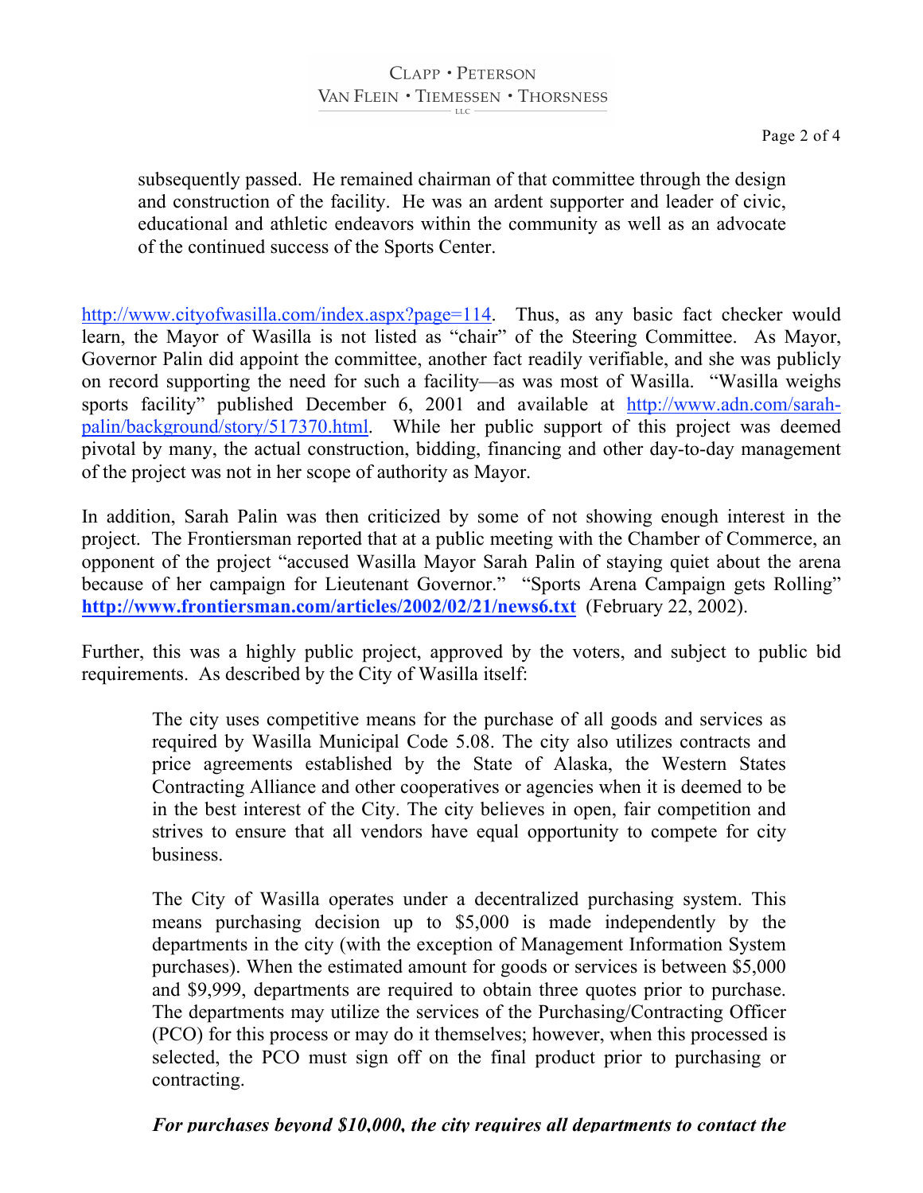> subsequently passed. He remained chairman of that committee through the design and construction of the facility. He was an ardent supporter and leader of civic, educational and athletic endeavors within the community as well as an advocate of the continued success of the Sports Center.

http://www.cityofwasilla.com/index.aspx?page=114. Thus, as any basic fact checker would learn, the Mayor of Wasilla is not listed as "chair" of the Steering Committee. As Mayor, Governor Palin did appoint the committee, another fact readily verifiable, and she was publicly on record supporting the need for such a facility—as was most of Wasilla. "Wasilla weighs sports facility" published December 6, 2001 and available at http://www.adn.com/sarah-palin/background/story/517370.html. While her public support of this project was deemed pivotal by many, the actual construction, bidding, financing and other day-to-day management of the project was not in her scope of authority as Mayor.

In addition, Sarah Palin was then criticized by some of not showing enough interest in the project. The Frontiersman reported that at a public meeting with the Chamber of Commerce, an opponent of the project "accused Wasilla Mayor Sarah Palin of staying quiet about the arena because of her campaign for Lieutenant Governor." "Sports Arena Campaign gets Rolling" **http://www.frontiersman.com/articles/2002/02/21/news6.txt** (February 22, 2002).

Further, this was a highly public project, approved by the voters, and subject to public bid requirements. As described by the City of Wasilla itself:

> The city uses competitive means for the purchase of all goods and services as required by Wasilla Municipal Code 5.08. The city also utilizes contracts and price agreements established by the State of Alaska, the Western States Contracting Alliance and other cooperatives or agencies when it is deemed to be in the best interest of the City. The city believes in open, fair competition and strives to ensure that all vendors have equal opportunity to compete for city business.
>
> The City of Wasilla operates under a decentralized purchasing system. This means purchasing decision up to $5,000 is made independently by the departments in the city (with the exception of Management Information System purchases). When the estimated amount for goods or services is between $5,000 and $9,999, departments are required to obtain three quotes prior to purchase. The departments may utilize the services of the Purchasing/Contracting Officer (PCO) for this process or may do it themselves; however, when this processed is selected, the PCO must sign off on the final product prior to purchasing or contracting.
>
> ***For purchases beyond $10,000, the city requires all departments to contact the***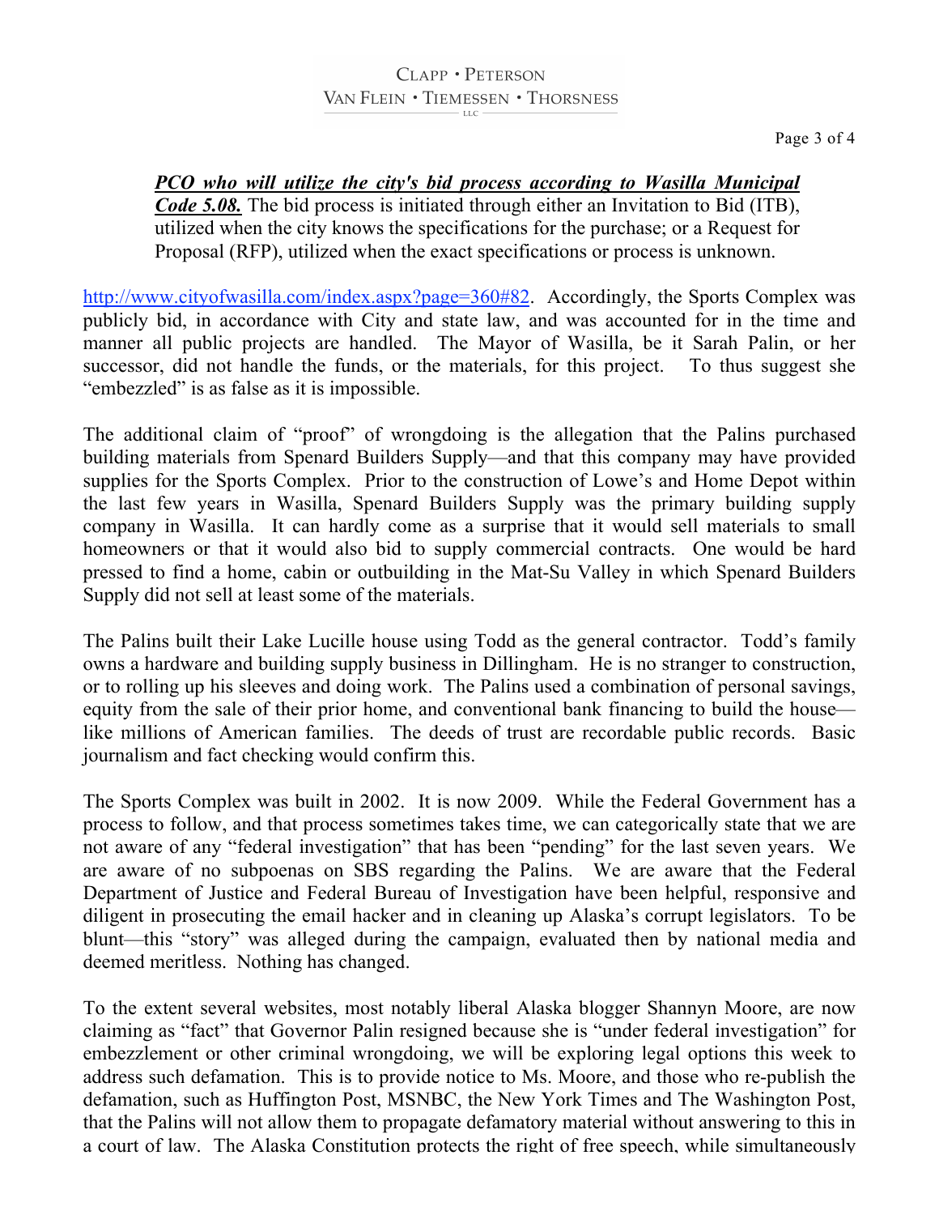> ***PCO who will utilize the city's bid process according to Wasilla Municipal Code 5.08.*** The bid process is initiated through either an Invitation to Bid (ITB), utilized when the city knows the specifications for the purchase; or a Request for Proposal (RFP), utilized when the exact specifications or process is unknown.

http://www.cityofwasilla.com/index.aspx?page=360#82. Accordingly, the Sports Complex was publicly bid, in accordance with City and state law, and was accounted for in the time and manner all public projects are handled. The Mayor of Wasilla, be it Sarah Palin, or her successor, did not handle the funds, or the materials, for this project. To thus suggest she "embezzled" is as false as it is impossible.

The additional claim of "proof" of wrongdoing is the allegation that the Palins purchased building materials from Spenard Builders Supply—and that this company may have provided supplies for the Sports Complex. Prior to the construction of Lowe's and Home Depot within the last few years in Wasilla, Spenard Builders Supply was the primary building supply company in Wasilla. It can hardly come as a surprise that it would sell materials to small homeowners or that it would also bid to supply commercial contracts. One would be hard pressed to find a home, cabin or outbuilding in the Mat-Su Valley in which Spenard Builders Supply did not sell at least some of the materials.

The Palins built their Lake Lucille house using Todd as the general contractor. Todd's family owns a hardware and building supply business in Dillingham. He is no stranger to construction, or to rolling up his sleeves and doing work. The Palins used a combination of personal savings, equity from the sale of their prior home, and conventional bank financing to build the house—like millions of American families. The deeds of trust are recordable public records. Basic journalism and fact checking would confirm this.

The Sports Complex was built in 2002. It is now 2009. While the Federal Government has a process to follow, and that process sometimes takes time, we can categorically state that we are not aware of any "federal investigation" that has been "pending" for the last seven years. We are aware of no subpoenas on SBS regarding the Palins. We are aware that the Federal Department of Justice and Federal Bureau of Investigation have been helpful, responsive and diligent in prosecuting the email hacker and in cleaning up Alaska's corrupt legislators. To be blunt—this "story" was alleged during the campaign, evaluated then by national media and deemed meritless. Nothing has changed.

To the extent several websites, most notably liberal Alaska blogger Shannyn Moore, are now claiming as "fact" that Governor Palin resigned because she is "under federal investigation" for embezzlement or other criminal wrongdoing, we will be exploring legal options this week to address such defamation. This is to provide notice to Ms. Moore, and those who re-publish the defamation, such as Huffington Post, MSNBC, the New York Times and The Washington Post, that the Palins will not allow them to propagate defamatory material without answering to this in a court of law. The Alaska Constitution protects the right of free speech, while simultaneously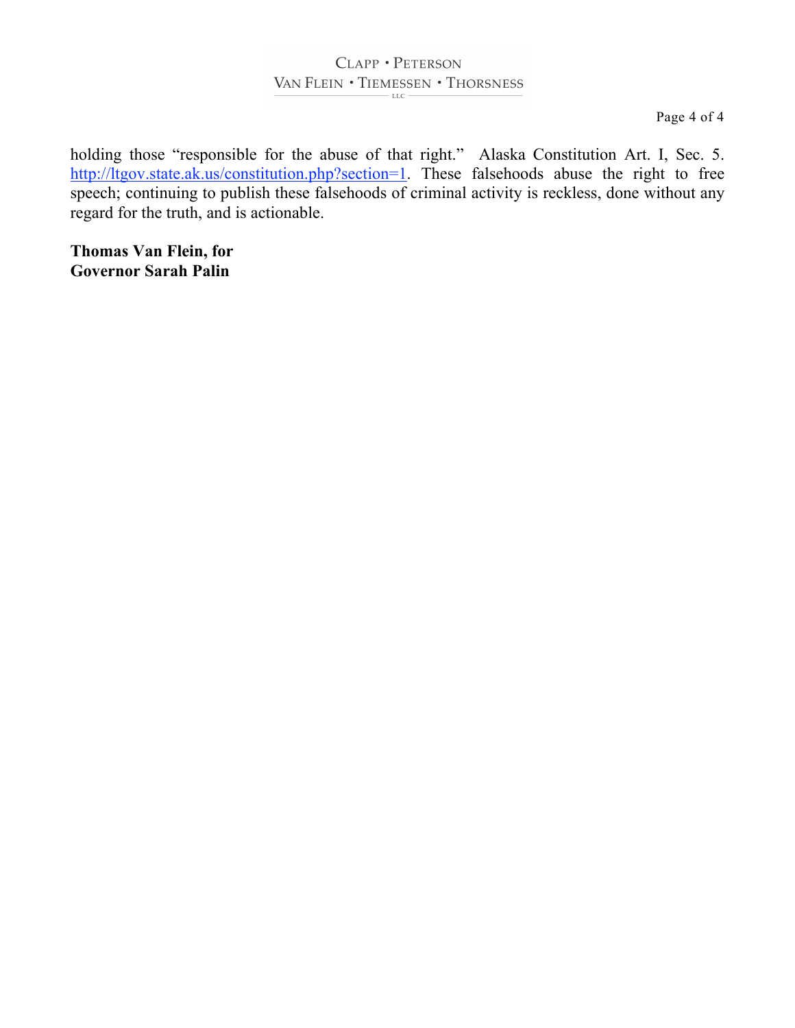holding those “responsible for the abuse of that right.” Alaska Constitution Art. I, Sec. 5. http://ltgov.state.ak.us/constitution.php?section=1. These falsehoods abuse the right to free speech; continuing to publish these falsehoods of criminal activity is reckless, done without any regard for the truth, and is actionable.

**Thomas Van Flein, for**
**Governor Sarah Palin**